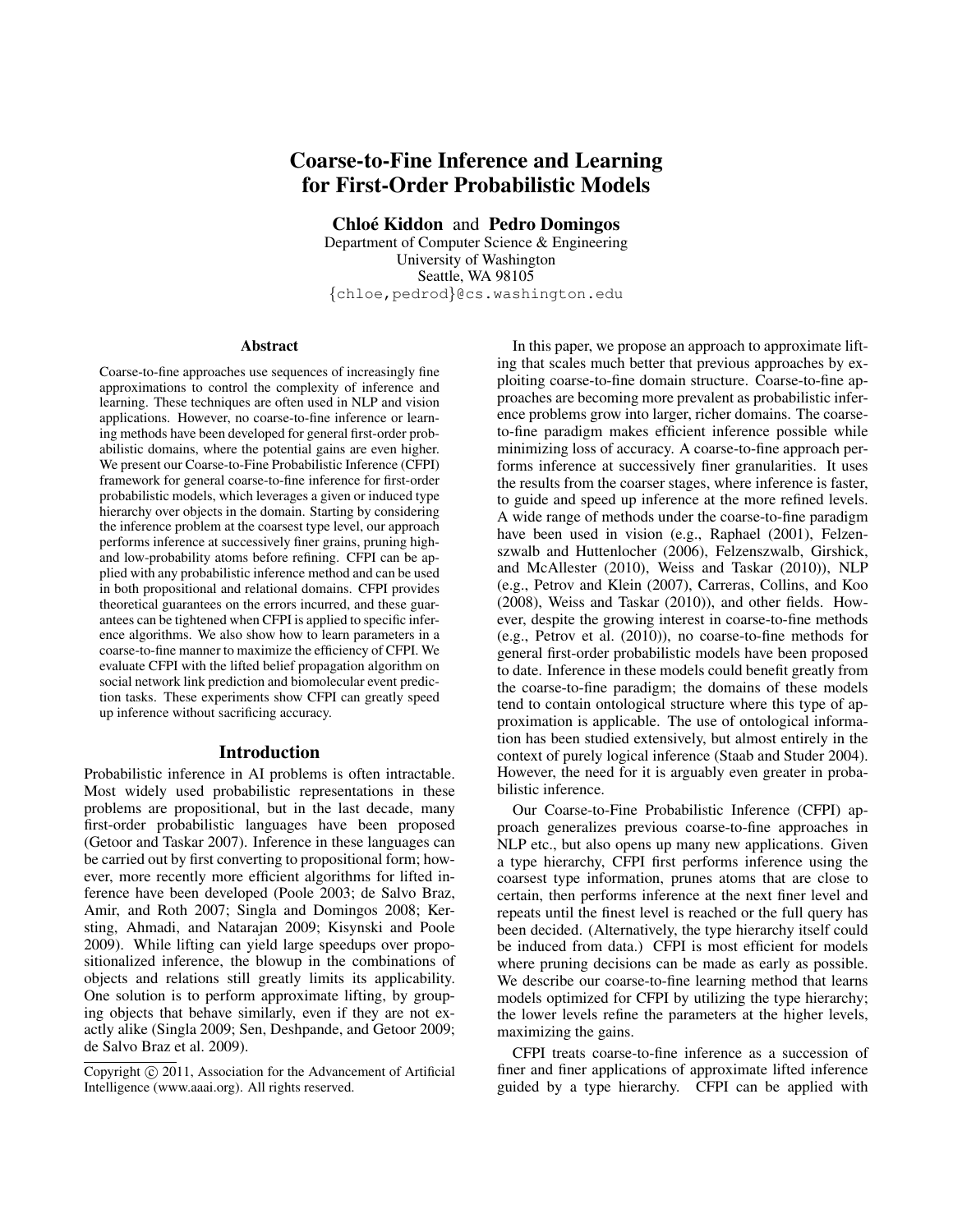# Coarse-to-Fine Inference and Learning for First-Order Probabilistic Models

**Chloé Kiddon** and **Pedro Domingos**

Department of Computer Science & Engineering
University of Washington
Seattle, WA 98105
{chloe,pedrod}@cs.washington.edu

## Abstract

Coarse-to-fine approaches use sequences of increasingly fine approximations to control the complexity of inference and learning. These techniques are often used in NLP and vision applications. However, no coarse-to-fine inference or learning methods have been developed for general first-order probabilistic domains, where the potential gains are even higher. We present our Coarse-to-Fine Probabilistic Inference (CFPI) framework for general coarse-to-fine inference for first-order probabilistic models, which leverages a given or induced type hierarchy over objects in the domain. Starting by considering the inference problem at the coarsest type level, our approach performs inference at successively finer grains, pruning high- and low-probability atoms before refining. CFPI can be applied with any probabilistic inference method and can be used in both propositional and relational domains. CFPI provides theoretical guarantees on the errors incurred, and these guarantees can be tightened when CFPI is applied to specific inference algorithms. We also show how to learn parameters in a coarse-to-fine manner to maximize the efficiency of CFPI. We evaluate CFPI with the lifted belief propagation algorithm on social network link prediction and biomolecular event prediction tasks. These experiments show CFPI can greatly speed up inference without sacrificing accuracy.

## Introduction

Probabilistic inference in AI problems is often intractable. Most widely used probabilistic representations in these problems are propositional, but in the last decade, many first-order probabilistic languages have been proposed (Getoor and Taskar 2007). Inference in these languages can be carried out by first converting to propositional form; however, more recently more efficient algorithms for lifted inference have been developed (Poole 2003; de Salvo Braz, Amir, and Roth 2007; Singla and Domingos 2008; Kersting, Ahmadi, and Natarajan 2009; Kisynski and Poole 2009). While lifting can yield large speedups over propositionalized inference, the blowup in the combinations of objects and relations still greatly limits its applicability. One solution is to perform approximate lifting, by grouping objects that behave similarly, even if they are not exactly alike (Singla 2009; Sen, Deshpande, and Getoor 2009; de Salvo Braz et al. 2009).

Copyright © 2011, Association for the Advancement of Artificial Intelligence (www.aaai.org). All rights reserved.

In this paper, we propose an approach to approximate lifting that scales much better that previous approaches by exploiting coarse-to-fine domain structure. Coarse-to-fine approaches are becoming more prevalent as probabilistic inference problems grow into larger, richer domains. The coarse-to-fine paradigm makes efficient inference possible while minimizing loss of accuracy. A coarse-to-fine approach performs inference at successively finer granularities. It uses the results from the coarser stages, where inference is faster, to guide and speed up inference at the more refined levels. A wide range of methods under the coarse-to-fine paradigm have been used in vision (e.g., Raphael (2001), Felzenszwalb and Huttenlocher (2006), Felzenszwalb, Girshick, and McAllester (2010), Weiss and Taskar (2010)), NLP (e.g., Petrov and Klein (2007), Carreras, Collins, and Koo (2008), Weiss and Taskar (2010)), and other fields. However, despite the growing interest in coarse-to-fine methods (e.g., Petrov et al. (2010)), no coarse-to-fine methods for general first-order probabilistic models have been proposed to date. Inference in these models could benefit greatly from the coarse-to-fine paradigm; the domains of these models tend to contain ontological structure where this type of approximation is applicable. The use of ontological information has been studied extensively, but almost entirely in the context of purely logical inference (Staab and Studer 2004). However, the need for it is arguably even greater in probabilistic inference.

Our Coarse-to-Fine Probabilistic Inference (CFPI) approach generalizes previous coarse-to-fine approaches in NLP etc., but also opens up many new applications. Given a type hierarchy, CFPI first performs inference using the coarsest type information, prunes atoms that are close to certain, then performs inference at the next finer level and repeats until the finest level is reached or the full query has been decided. (Alternatively, the type hierarchy itself could be induced from data.) CFPI is most efficient for models where pruning decisions can be made as early as possible. We describe our coarse-to-fine learning method that learns models optimized for CFPI by utilizing the type hierarchy; the lower levels refine the parameters at the higher levels, maximizing the gains.

CFPI treats coarse-to-fine inference as a succession of finer and finer applications of approximate lifted inference guided by a type hierarchy. CFPI can be applied with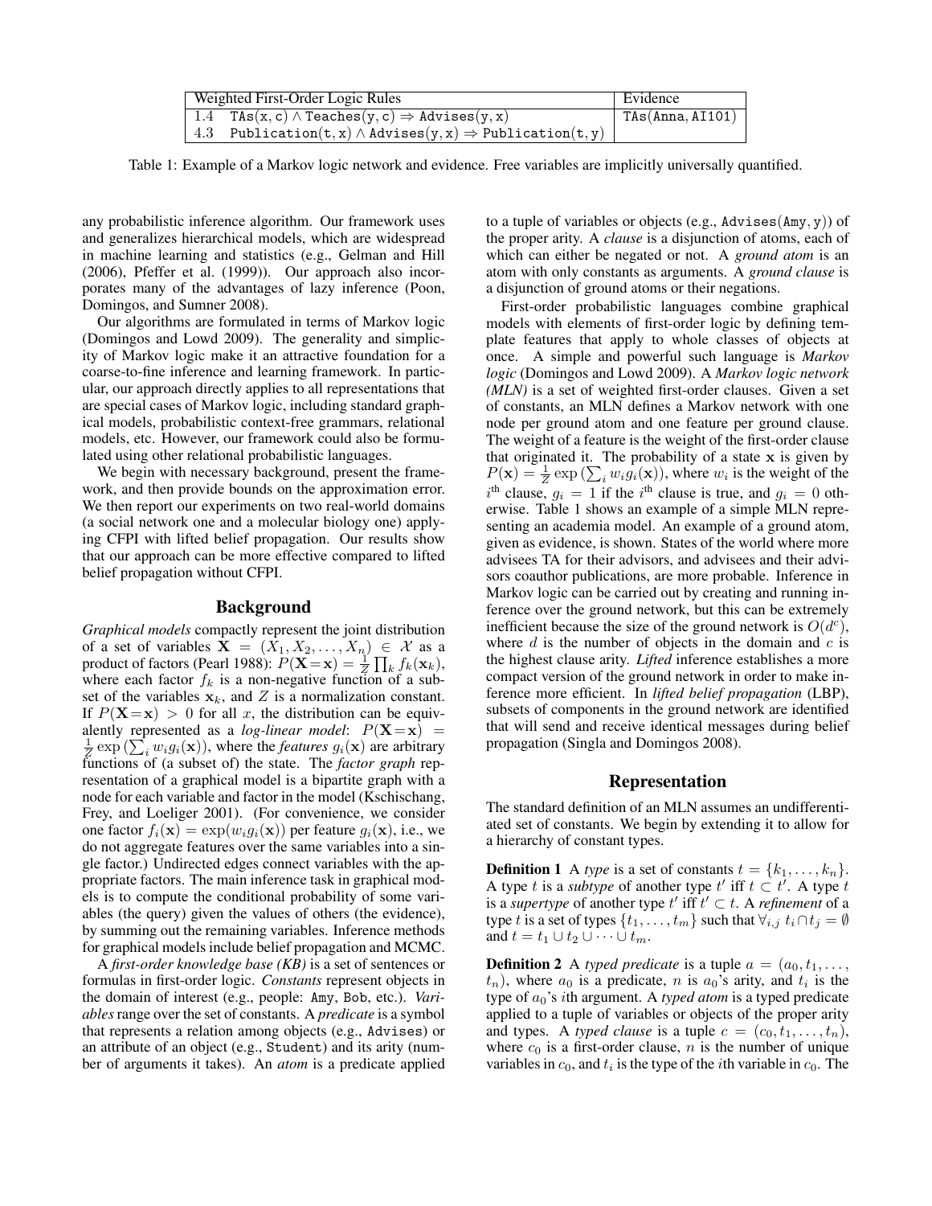| Weighted First-Order Logic Rules | | Evidence |
|---|---|---|
| 1.4 | `TAs(x, c) ∧ Teaches(y, c) ⇒ Advises(y, x)` | `TAs(Anna, AI101)` |
| 4.3 | `Publication(t, x) ∧ Advises(y, x) ⇒ Publication(t, y)` | |

Table 1: Example of a Markov logic network and evidence. Free variables are implicitly universally quantified.

any probabilistic inference algorithm. Our framework uses and generalizes hierarchical models, which are widespread in machine learning and statistics (e.g., Gelman and Hill (2006), Pfeffer et al. (1999)). Our approach also incorporates many of the advantages of lazy inference (Poon, Domingos, and Sumner 2008).

Our algorithms are formulated in terms of Markov logic (Domingos and Lowd 2009). The generality and simplicity of Markov logic make it an attractive foundation for a coarse-to-fine inference and learning framework. In particular, our approach directly applies to all representations that are special cases of Markov logic, including standard graphical models, probabilistic context-free grammars, relational models, etc. However, our framework could also be formulated using other relational probabilistic languages.

We begin with necessary background, present the framework, and then provide bounds on the approximation error. We then report our experiments on two real-world domains (a social network one and a molecular biology one) applying CFPI with lifted belief propagation. Our results show that our approach can be more effective compared to lifted belief propagation without CFPI.

## Background

*Graphical models* compactly represent the joint distribution of a set of variables $\mathbf{X} = (X_1, X_2, \ldots, X_n) \in \mathcal{X}$ as a product of factors (Pearl 1988): $P(\mathbf{X}=\mathbf{x}) = \frac{1}{Z} \prod_k f_k(\mathbf{x}_k)$, where each factor $f_k$ is a non-negative function of a subset of the variables $\mathbf{x}_k$, and $Z$ is a normalization constant. If $P(\mathbf{X}=\mathbf{x}) > 0$ for all $x$, the distribution can be equivalently represented as a *log-linear model*: $P(\mathbf{X}=\mathbf{x}) = \frac{1}{Z} \exp\left(\sum_i w_i g_i(\mathbf{x})\right)$, where the *features* $g_i(\mathbf{x})$ are arbitrary functions of (a subset of) the state. The *factor graph* representation of a graphical model is a bipartite graph with a node for each variable and factor in the model (Kschischang, Frey, and Loeliger 2001). (For convenience, we consider one factor $f_i(\mathbf{x}) = \exp(w_i g_i(\mathbf{x}))$ per feature $g_i(\mathbf{x})$, i.e., we do not aggregate features over the same variables into a single factor.) Undirected edges connect variables with the appropriate factors. The main inference task in graphical models is to compute the conditional probability of some variables (the query) given the values of others (the evidence), by summing out the remaining variables. Inference methods for graphical models include belief propagation and MCMC.

A *first-order knowledge base (KB)* is a set of sentences or formulas in first-order logic. *Constants* represent objects in the domain of interest (e.g., people: `Amy`, `Bob`, etc.). *Variables* range over the set of constants. A *predicate* is a symbol that represents a relation among objects (e.g., `Advises`) or an attribute of an object (e.g., `Student`) and its arity (number of arguments it takes). An *atom* is a predicate applied to a tuple of variables or objects (e.g., `Advises(Amy, y)`) of the proper arity. A *clause* is a disjunction of atoms, each of which can either be negated or not. A *ground atom* is an atom with only constants as arguments. A *ground clause* is a disjunction of ground atoms or their negations.

First-order probabilistic languages combine graphical models with elements of first-order logic by defining template features that apply to whole classes of objects at once. A simple and powerful such language is *Markov logic* (Domingos and Lowd 2009). A *Markov logic network (MLN)* is a set of weighted first-order clauses. Given a set of constants, an MLN defines a Markov network with one node per ground atom and one feature per ground clause. The weight of a feature is the weight of the first-order clause that originated it. The probability of a state $\mathbf{x}$ is given by $P(\mathbf{x}) = \frac{1}{Z} \exp\left(\sum_i w_i g_i(\mathbf{x})\right)$, where $w_i$ is the weight of the $i^{\text{th}}$ clause, $g_i = 1$ if the $i^{\text{th}}$ clause is true, and $g_i = 0$ otherwise. Table 1 shows an example of a simple MLN representing an academia model. An example of a ground atom, given as evidence, is shown. States of the world where more advisees TA for their advisors, and advisees and their advisors coauthor publications, are more probable. Inference in Markov logic can be carried out by creating and running inference over the ground network, but this can be extremely inefficient because the size of the ground network is $O(d^c)$, where $d$ is the number of objects in the domain and $c$ is the highest clause arity. *Lifted* inference establishes a more compact version of the ground network in order to make inference more efficient. In *lifted belief propagation* (LBP), subsets of components in the ground network are identified that will send and receive identical messages during belief propagation (Singla and Domingos 2008).

## Representation

The standard definition of an MLN assumes an undifferentiated set of constants. We begin by extending it to allow for a hierarchy of constant types.

**Definition 1** A *type* is a set of constants $t = \{k_1, \ldots, k_n\}$. A type $t$ is a *subtype* of another type $t'$ iff $t \subset t'$. A type $t$ is a *supertype* of another type $t'$ iff $t' \subset t$. A *refinement* of a type $t$ is a set of types $\{t_1, \ldots, t_m\}$ such that $\forall_{i,j}\ t_i \cap t_j = \emptyset$ and $t = t_1 \cup t_2 \cup \cdots \cup t_m$.

**Definition 2** A *typed predicate* is a tuple $a = (a_0, t_1, \ldots, t_n)$, where $a_0$ is a predicate, $n$ is $a_0$'s arity, and $t_i$ is the type of $a_0$'s $i$th argument. A *typed atom* is a typed predicate applied to a tuple of variables or objects of the proper arity and types. A *typed clause* is a tuple $c = (c_0, t_1, \ldots, t_n)$, where $c_0$ is a first-order clause, $n$ is the number of unique variables in $c_0$, and $t_i$ is the type of the $i$th variable in $c_0$. The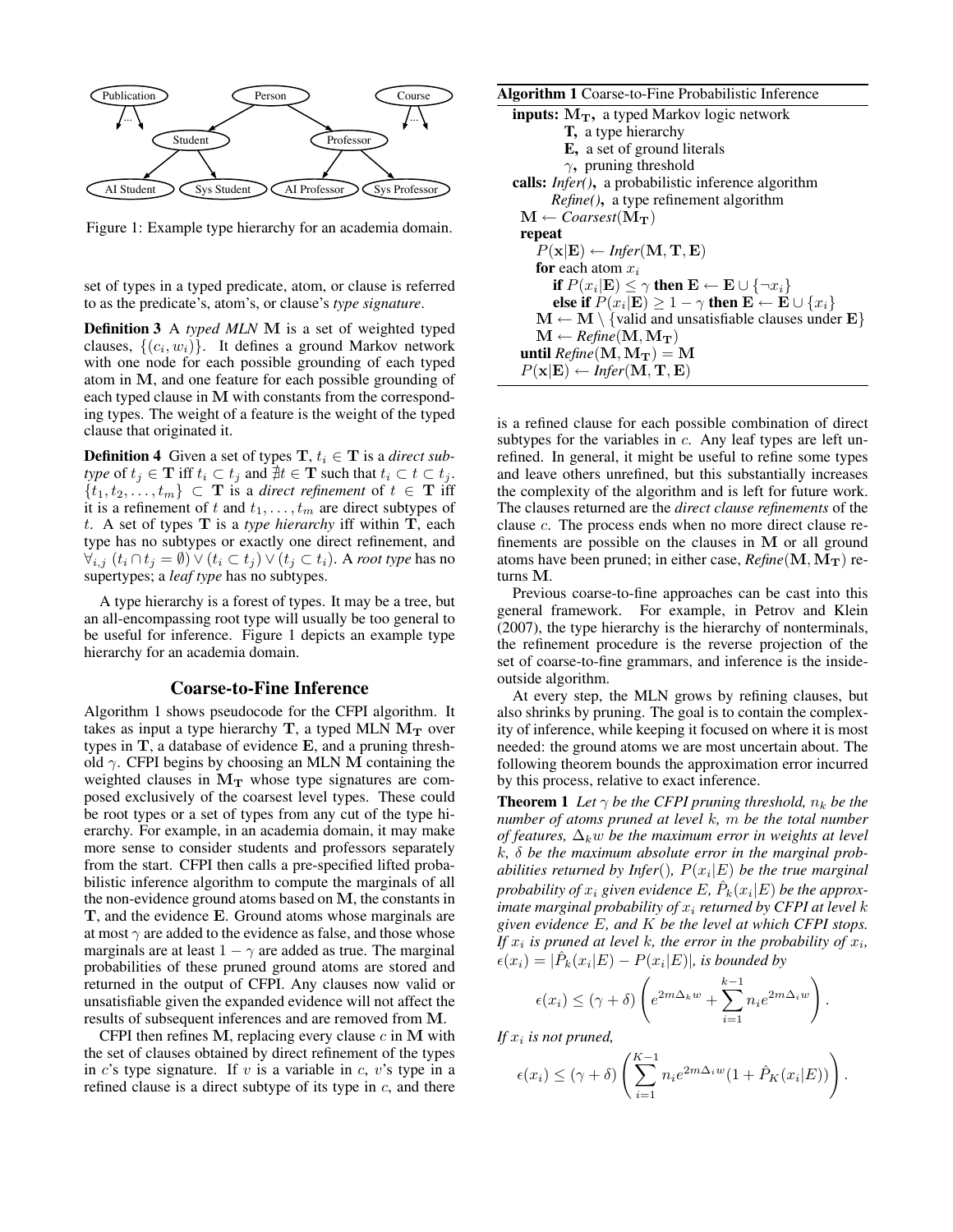Figure 1: Example type hierarchy for an academia domain.

set of types in a typed predicate, atom, or clause is referred to as the predicate's, atom's, or clause's *type signature*.

**Definition 3** A *typed MLN* $\mathbf{M}$ is a set of weighted typed clauses, $\{(c_i, w_i)\}$. It defines a ground Markov network with one node for each possible grounding of each typed atom in $\mathbf{M}$, and one feature for each possible grounding of each typed clause in $\mathbf{M}$ with constants from the corresponding types. The weight of a feature is the weight of the typed clause that originated it.

**Definition 4** Given a set of types $\mathbf{T}$, $t_i \in \mathbf{T}$ is a *direct subtype* of $t_j \in \mathbf{T}$ iff $t_i \subset t_j$ and $\nexists t \in \mathbf{T}$ such that $t_i \subset t \subset t_j$. $\{t_1, t_2, \ldots, t_m\} \subset \mathbf{T}$ is a *direct refinement* of $t \in \mathbf{T}$ iff it is a refinement of $t$ and $t_1, \ldots, t_m$ are direct subtypes of $t$. A set of types $\mathbf{T}$ is a *type hierarchy* iff within $\mathbf{T}$, each type has no subtypes or exactly one direct refinement, and $\forall_{i,j}\ (t_i \cap t_j = \emptyset) \vee (t_i \subset t_j) \vee (t_j \subset t_i)$. A *root type* has no supertypes; a *leaf type* has no subtypes.

A type hierarchy is a forest of types. It may be a tree, but an all-encompassing root type will usually be too general to be useful for inference. Figure 1 depicts an example type hierarchy for an academia domain.

## Coarse-to-Fine Inference

Algorithm 1 shows pseudocode for the CFPI algorithm. It takes as input a type hierarchy $\mathbf{T}$, a typed MLN $\mathbf{M_T}$ over types in $\mathbf{T}$, a database of evidence $\mathbf{E}$, and a pruning threshold $\gamma$. CFPI begins by choosing an MLN $\mathbf{M}$ containing the weighted clauses in $\mathbf{M_T}$ whose type signatures are composed exclusively of the coarsest level types. These could be root types or a set of types from any cut of the type hierarchy. For example, in an academia domain, it may make more sense to consider students and professors separately from the start. CFPI then calls a pre-specified lifted probabilistic inference algorithm to compute the marginals of all the non-evidence ground atoms based on $\mathbf{M}$, the constants in $\mathbf{T}$, and the evidence $\mathbf{E}$. Ground atoms whose marginals are at most $\gamma$ are added to the evidence as false, and those whose marginals are at least $1 - \gamma$ are added as true. The marginal probabilities of these pruned ground atoms are stored and returned in the output of CFPI. Any clauses now valid or unsatisfiable given the expanded evidence will not affect the results of subsequent inferences and are removed from $\mathbf{M}$.

CFPI then refines $\mathbf{M}$, replacing every clause $c$ in $\mathbf{M}$ with the set of clauses obtained by direct refinement of the types in $c$'s type signature. If $v$ is a variable in $c$, $v$'s type in a refined clause is a direct subtype of its type in $c$, and there

**Algorithm 1** Coarse-to-Fine Probabilistic Inference

```
inputs: M_T, a typed Markov logic network
        T, a type hierarchy
        E, a set of ground literals
        γ, pruning threshold
calls: Infer(), a probabilistic inference algorithm
       Refine(), a type refinement algorithm
M ← Coarsest(M_T)
repeat
    P(x|E) ← Infer(M, T, E)
    for each atom x_i
        if P(x_i|E) ≤ γ then E ← E ∪ {¬x_i}
        else if P(x_i|E) ≥ 1 − γ then E ← E ∪ {x_i}
    M ← M \ {valid and unsatisfiable clauses under E}
    M ← Refine(M, M_T)
until Refine(M, M_T) = M
P(x|E) ← Infer(M, T, E)
```

is a refined clause for each possible combination of direct subtypes for the variables in $c$. Any leaf types are left unrefined. In general, it might be useful to refine some types and leave others unrefined, but this substantially increases the complexity of the algorithm and is left for future work. The clauses returned are the *direct clause refinements* of the clause $c$. The process ends when no more direct clause refinements are possible on the clauses in $\mathbf{M}$ or all ground atoms have been pruned; in either case, *Refine*$(\mathbf{M}, \mathbf{M_T})$ returns $\mathbf{M}$.

Previous coarse-to-fine approaches can be cast into this general framework. For example, in Petrov and Klein (2007), the type hierarchy is the hierarchy of nonterminals, the refinement procedure is the reverse projection of the set of coarse-to-fine grammars, and inference is the inside-outside algorithm.

At every step, the MLN grows by refining clauses, but also shrinks by pruning. The goal is to contain the complexity of inference, while keeping it focused on where it is most needed: the ground atoms we are most uncertain about. The following theorem bounds the approximation error incurred by this process, relative to exact inference.

**Theorem 1** *Let $\gamma$ be the CFPI pruning threshold, $n_k$ be the number of atoms pruned at level $k$, $m$ be the total number of features, $\Delta_k w$ be the maximum error in weights at level $k$, $\delta$ be the maximum absolute error in the marginal probabilities returned by Infer(), $P(x_i|E)$ be the true marginal probability of $x_i$ given evidence $E$, $\hat{P}_k(x_i|E)$ be the approximate marginal probability of $x_i$ returned by CFPI at level $k$ given evidence $E$, and $K$ be the level at which CFPI stops. If $x_i$ is pruned at level $k$, the error in the probability of $x_i$, $\epsilon(x_i) = |\hat{P}_k(x_i|E) - P(x_i|E)|$, is bounded by*

$$\epsilon(x_i) \leq (\gamma + \delta)\left(e^{2m\Delta_k w} + \sum_{i=1}^{k-1} n_i e^{2m\Delta_i w}\right).$$

*If $x_i$ is not pruned,*

$$\epsilon(x_i) \leq (\gamma + \delta)\left(\sum_{i=1}^{K-1} n_i e^{2m\Delta_i w}(1 + \hat{P}_K(x_i|E))\right).$$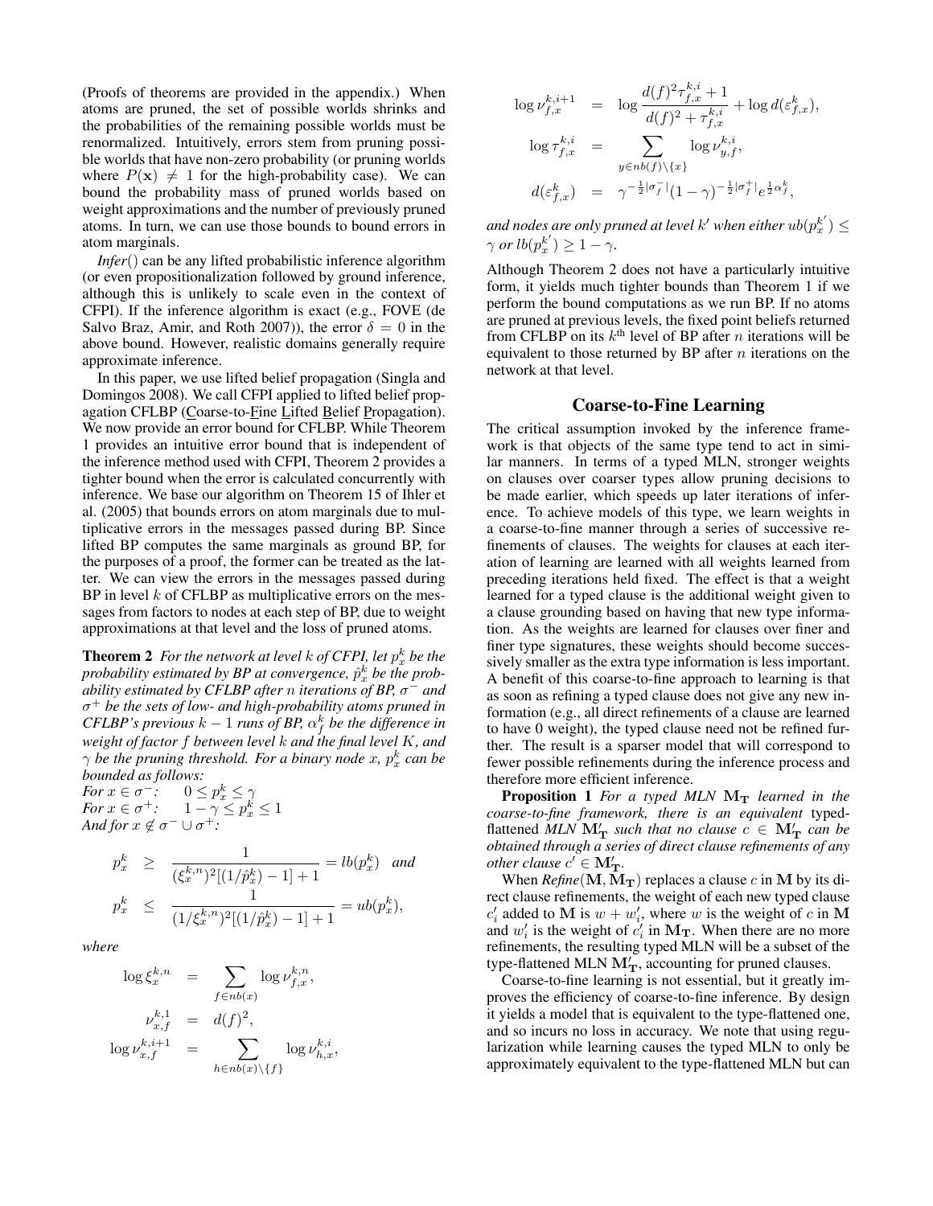(Proofs of theorems are provided in the appendix.) When atoms are pruned, the set of possible worlds shrinks and the probabilities of the remaining possible worlds must be renormalized. Intuitively, errors stem from pruning possible worlds that have non-zero probability (or pruning worlds where $P(\mathbf{x}) \neq 1$ for the high-probability case). We can bound the probability mass of pruned worlds based on weight approximations and the number of previously pruned atoms. In turn, we can use those bounds to bound errors in atom marginals.

*Infer*() can be any lifted probabilistic inference algorithm (or even propositionalization followed by ground inference, although this is unlikely to scale even in the context of CFPI). If the inference algorithm is exact (e.g., FOVE (de Salvo Braz, Amir, and Roth 2007)), the error $\delta = 0$ in the above bound. However, realistic domains generally require approximate inference.

In this paper, we use lifted belief propagation (Singla and Domingos 2008). We call CFPI applied to lifted belief propagation CFLBP (Coarse-to-Fine Lifted Belief Propagation). We now provide an error bound for CFLBP. While Theorem 1 provides an intuitive error bound that is independent of the inference method used with CFPI, Theorem 2 provides a tighter bound when the error is calculated concurrently with inference. We base our algorithm on Theorem 15 of Ihler et al. (2005) that bounds errors on atom marginals due to multiplicative errors in the messages passed during BP. Since lifted BP computes the same marginals as ground BP, for the purposes of a proof, the former can be treated as the latter. We can view the errors in the messages passed during BP in level $k$ of CFLBP as multiplicative errors on the messages from factors to nodes at each step of BP, due to weight approximations at that level and the loss of pruned atoms.

**Theorem 2** *For the network at level $k$ of CFPI, let $p_x^k$ be the probability estimated by BP at convergence, $\hat{p}_x^k$ be the probability estimated by CFLBP after $n$ iterations of BP, $\sigma^-$ and $\sigma^+$ be the sets of low- and high-probability atoms pruned in CFLBP's previous $k-1$ runs of BP, $\alpha_f^k$ be the difference in weight of factor $f$ between level $k$ and the final level $K$, and $\gamma$ be the pruning threshold. For a binary node $x$, $p_x^k$ can be bounded as follows:*
*For $x \in \sigma^-$:* $\quad 0 \leq p_x^k \leq \gamma$
*For $x \in \sigma^+$:* $\quad 1-\gamma \leq p_x^k \leq 1$
*And for $x \notin \sigma^- \cup \sigma^+$:*

$$p_x^k \geq \frac{1}{(\xi_x^{k,n})^2[(1/\hat{p}_x^k)-1]+1} = lb(p_x^k) \quad \text{and}$$

$$p_x^k \leq \frac{1}{(1/\xi_x^{k,n})^2[(1/\hat{p}_x^k)-1]+1} = ub(p_x^k),$$

*where*

$$\log \xi_x^{k,n} = \sum_{f \in nb(x)} \log \nu_{f,x}^{k,n},$$

$$\nu_{x,f}^{k,1} = d(f)^2,$$

$$\log \nu_{x,f}^{k,i+1} = \sum_{h \in nb(x)\setminus\{f\}} \log \nu_{h,x}^{k,i},$$

$$\log \nu_{f,x}^{k,i+1} = \log \frac{d(f)^2 \tau_{f,x}^{k,i}+1}{d(f)^2+\tau_{f,x}^{k,i}} + \log d(\varepsilon_{f,x}^k),$$

$$\log \tau_{f,x}^{k,i} = \sum_{y \in nb(f)\setminus\{x\}} \log \nu_{y,f}^{k,i},$$

$$d(\varepsilon_{f,x}^k) = \gamma^{-\frac{1}{2}|\sigma_f^-|}(1-\gamma)^{-\frac{1}{2}|\sigma_f^+|} e^{\frac{1}{2}\alpha_f^k},$$

*and nodes are only pruned at level $k'$ when either $ub(p_x^{k'}) \leq \gamma$ or $lb(p_x^{k'}) \geq 1-\gamma$.*

Although Theorem 2 does not have a particularly intuitive form, it yields much tighter bounds than Theorem 1 if we perform the bound computations as we run BP. If no atoms are pruned at previous levels, the fixed point beliefs returned from CFLBP on its $k^{\text{th}}$ level of BP after $n$ iterations will be equivalent to those returned by BP after $n$ iterations on the network at that level.

## Coarse-to-Fine Learning

The critical assumption invoked by the inference framework is that objects of the same type tend to act in similar manners. In terms of a typed MLN, stronger weights on clauses over coarser types allow pruning decisions to be made earlier, which speeds up later iterations of inference. To achieve models of this type, we learn weights in a coarse-to-fine manner through a series of successive refinements of clauses. The weights for clauses at each iteration of learning are learned with all weights learned from preceding iterations held fixed. The effect is that a weight learned for a typed clause is the additional weight given to a clause grounding based on having that new type information. As the weights are learned for clauses over finer and finer type signatures, these weights should become successively smaller as the extra type information is less important. A benefit of this coarse-to-fine approach to learning is that as soon as refining a typed clause does not give any new information (e.g., all direct refinements of a clause are learned to have 0 weight), the typed clause need not be refined further. The result is a sparser model that will correspond to fewer possible refinements during the inference process and therefore more efficient inference.

**Proposition 1** *For a typed MLN $\mathbf{M_T}$ learned in the coarse-to-fine framework, there is an equivalent typed-flattened MLN $\mathbf{M'_T}$ such that no clause $c \in \mathbf{M'_T}$ can be obtained through a series of direct clause refinements of any other clause $c' \in \mathbf{M'_T}$.*

When *Refine*($\mathbf{M}, \mathbf{M_T}$) replaces a clause $c$ in $\mathbf{M}$ by its direct clause refinements, the weight of each new typed clause $c'_i$ added to $\mathbf{M}$ is $w + w'_i$, where $w$ is the weight of $c$ in $\mathbf{M}$ and $w'_i$ is the weight of $c'_i$ in $\mathbf{M_T}$. When there are no more refinements, the resulting typed MLN will be a subset of the type-flattened MLN $\mathbf{M'_T}$, accounting for pruned clauses.

Coarse-to-fine learning is not essential, but it greatly improves the efficiency of coarse-to-fine inference. By design it yields a model that is equivalent to the type-flattened one, and so incurs no loss in accuracy. We note that using regularization while learning causes the typed MLN to only be approximately equivalent to the type-flattened MLN but can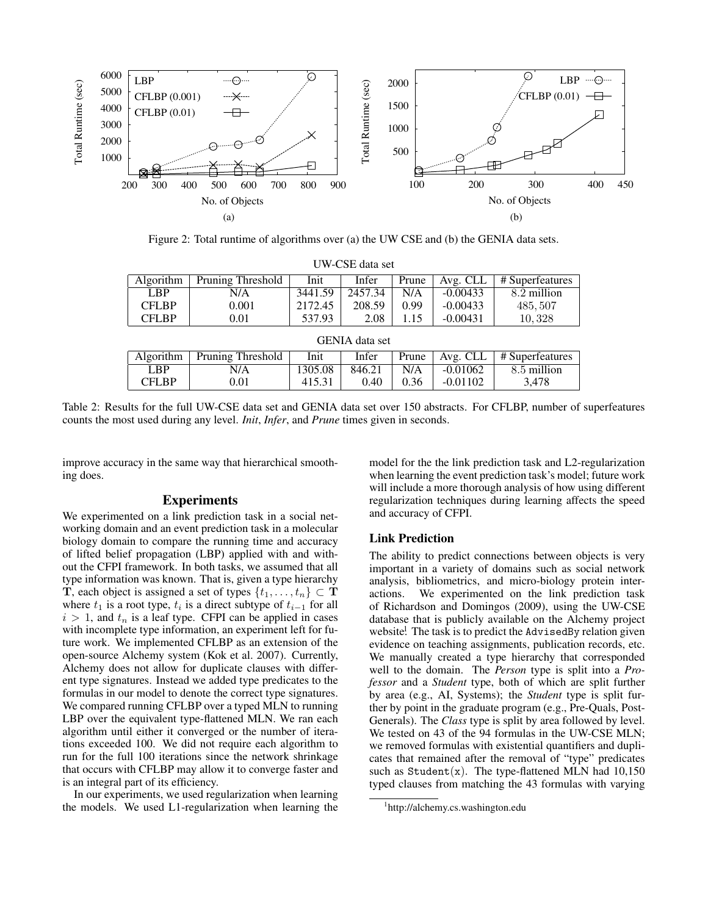Figure 2: Total runtime of algorithms over (a) the UW CSE and (b) the GENIA data sets.

UW-CSE data set

| Algorithm | Pruning Threshold | Init | Infer | Prune | Avg. CLL | # Superfeatures |
|---|---|---|---|---|---|---|
| LBP | N/A | 3441.59 | 2457.34 | N/A | -0.00433 | 8.2 million |
| CFLBP | 0.001 | 2172.45 | 208.59 | 0.99 | -0.00433 | 485,507 |
| CFLBP | 0.01 | 537.93 | 2.08 | 1.15 | -0.00431 | 10,328 |

GENIA data set

| Algorithm | Pruning Threshold | Init | Infer | Prune | Avg. CLL | # Superfeatures |
|---|---|---|---|---|---|---|
| LBP | N/A | 1305.08 | 846.21 | N/A | -0.01062 | 8.5 million |
| CFLBP | 0.01 | 415.31 | 0.40 | 0.36 | -0.01102 | 3,478 |

Table 2: Results for the full UW-CSE data set and GENIA data set over 150 abstracts. For CFLBP, number of superfeatures counts the most used during any level. *Init*, *Infer*, and *Prune* times given in seconds.

improve accuracy in the same way that hierarchical smoothing does.

## Experiments

We experimented on a link prediction task in a social networking domain and an event prediction task in a molecular biology domain to compare the running time and accuracy of lifted belief propagation (LBP) applied with and without the CFPI framework. In both tasks, we assumed that all type information was known. That is, given a type hierarchy $\mathbf{T}$, each object is assigned a set of types $\{t_1, \ldots, t_n\} \subset \mathbf{T}$ where $t_1$ is a root type, $t_i$ is a direct subtype of $t_{i-1}$ for all $i > 1$, and $t_n$ is a leaf type. CFPI can be applied in cases with incomplete type information, an experiment left for future work. We implemented CFLBP as an extension of the open-source Alchemy system (Kok et al. 2007). Currently, Alchemy does not allow for duplicate clauses with different type signatures. Instead we added type predicates to the formulas in our model to denote the correct type signatures. We compared running CFLBP over a typed MLN to running LBP over the equivalent type-flattened MLN. We ran each algorithm until either it converged or the number of iterations exceeded 100. We did not require each algorithm to run for the full 100 iterations since the network shrinkage that occurs with CFLBP may allow it to converge faster and is an integral part of its efficiency.

In our experiments, we used regularization when learning the models. We used L1-regularization when learning the model for the the link prediction task and L2-regularization when learning the event prediction task's model; future work will include a more thorough analysis of how using different regularization techniques during learning affects the speed and accuracy of CFPI.

### Link Prediction

The ability to predict connections between objects is very important in a variety of domains such as social network analysis, bibliometrics, and micro-biology protein interactions. We experimented on the link prediction task of Richardson and Domingos (2009), using the UW-CSE database that is publicly available on the Alchemy project website[1]. The task is to predict the `AdvisedBy` relation given evidence on teaching assignments, publication records, etc. We manually created a type hierarchy that corresponded well to the domain. The *Person* type is split into a *Professor* and a *Student* type, both of which are split further by area (e.g., AI, Systems); the *Student* type is split further by point in the graduate program (e.g., Pre-Quals, Post-Generals). The *Class* type is split by area followed by level. We tested on 43 of the 94 formulas in the UW-CSE MLN; we removed formulas with existential quantifiers and duplicates that remained after the removal of "type" predicates such as `Student(x)`. The type-flattened MLN had 10,150 typed clauses from matching the 43 formulas with varying

[1] http://alchemy.cs.washington.edu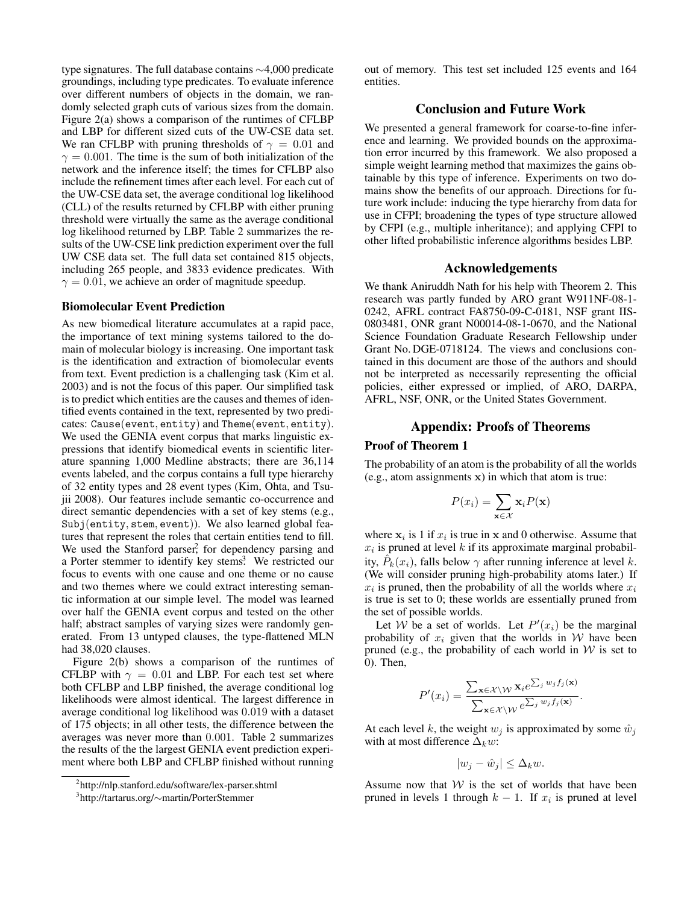type signatures. The full database contains ∼4,000 predicate groundings, including type predicates. To evaluate inference over different numbers of objects in the domain, we randomly selected graph cuts of various sizes from the domain. Figure 2(a) shows a comparison of the runtimes of CFLBP and LBP for different sized cuts of the UW-CSE data set. We ran CFLBP with pruning thresholds of $\gamma = 0.01$ and $\gamma = 0.001$. The time is the sum of both initialization of the network and the inference itself; the times for CFLBP also include the refinement times after each level. For each cut of the UW-CSE data set, the average conditional log likelihood (CLL) of the results returned by CFLBP with either pruning threshold were virtually the same as the average conditional log likelihood returned by LBP. Table 2 summarizes the results of the UW-CSE link prediction experiment over the full UW CSE data set. The full data set contained 815 objects, including 265 people, and 3833 evidence predicates. With $\gamma = 0.01$, we achieve an order of magnitude speedup.

### Biomolecular Event Prediction

As new biomedical literature accumulates at a rapid pace, the importance of text mining systems tailored to the domain of molecular biology is increasing. One important task is the identification and extraction of biomolecular events from text. Event prediction is a challenging task (Kim et al. 2003) and is not the focus of this paper. Our simplified task is to predict which entities are the causes and themes of identified events contained in the text, represented by two predicates: Cause(event, entity) and Theme(event, entity). We used the GENIA event corpus that marks linguistic expressions that identify biomedical events in scientific literature spanning 1,000 Medline abstracts; there are 36,114 events labeled, and the corpus contains a full type hierarchy of 32 entity types and 28 event types (Kim, Ohta, and Tsujii 2008). Our features include semantic co-occurrence and direct semantic dependencies with a set of key stems (e.g., Subj(entity, stem, event)). We also learned global features that represent the roles that certain entities tend to fill. We used the Stanford parser[2] for dependency parsing and a Porter stemmer to identify key stems[3]. We restricted our focus to events with one cause and one theme or no cause and two themes where we could extract interesting semantic information at our simple level. The model was learned over half the GENIA event corpus and tested on the other half; abstract samples of varying sizes were randomly generated. From 13 untyped clauses, the type-flattened MLN had 38,020 clauses.

Figure 2(b) shows a comparison of the runtimes of CFLBP with $\gamma = 0.01$ and LBP. For each test set where both CFLBP and LBP finished, the average conditional log likelihoods were almost identical. The largest difference in average conditional log likelihood was 0.019 with a dataset of 175 objects; in all other tests, the difference between the averages was never more than 0.001. Table 2 summarizes the results of the the largest GENIA event prediction experiment where both LBP and CFLBP finished without running out of memory. This test set included 125 events and 164 entities.

[2]http://nlp.stanford.edu/software/lex-parser.shtml

[3]http://tartarus.org/∼martin/PorterStemmer

## Conclusion and Future Work

We presented a general framework for coarse-to-fine inference and learning. We provided bounds on the approximation error incurred by this framework. We also proposed a simple weight learning method that maximizes the gains obtainable by this type of inference. Experiments on two domains show the benefits of our approach. Directions for future work include: inducing the type hierarchy from data for use in CFPI; broadening the types of type structure allowed by CFPI (e.g., multiple inheritance); and applying CFPI to other lifted probabilistic inference algorithms besides LBP.

## Acknowledgements

We thank Aniruddh Nath for his help with Theorem 2. This research was partly funded by ARO grant W911NF-08-1-0242, AFRL contract FA8750-09-C-0181, NSF grant IIS-0803481, ONR grant N00014-08-1-0670, and the National Science Foundation Graduate Research Fellowship under Grant No. DGE-0718124. The views and conclusions contained in this document are those of the authors and should not be interpreted as necessarily representing the official policies, either expressed or implied, of ARO, DARPA, AFRL, NSF, ONR, or the United States Government.

## Appendix: Proofs of Theorems

### Proof of Theorem 1

The probability of an atom is the probability of all the worlds (e.g., atom assignments $\mathbf{x}$) in which that atom is true:

$$P(x_i) = \sum_{\mathbf{x} \in \mathcal{X}} \mathbf{x}_i P(\mathbf{x})$$

where $\mathbf{x}_i$ is 1 if $x_i$ is true in $\mathbf{x}$ and 0 otherwise. Assume that $x_i$ is pruned at level $k$ if its approximate marginal probability, $\hat{P}_k(x_i)$, falls below $\gamma$ after running inference at level $k$. (We will consider pruning high-probability atoms later.) If $x_i$ is pruned, then the probability of all the worlds where $x_i$ is true is set to 0; these worlds are essentially pruned from the set of possible worlds.

Let $\mathcal{W}$ be a set of worlds. Let $P'(x_i)$ be the marginal probability of $x_i$ given that the worlds in $\mathcal{W}$ have been pruned (e.g., the probability of each world in $\mathcal{W}$ is set to 0). Then,

$$P'(x_i) = \frac{\sum_{\mathbf{x} \in \mathcal{X} \setminus \mathcal{W}} \mathbf{x}_i e^{\sum_j w_j f_j(\mathbf{x})}}{\sum_{\mathbf{x} \in \mathcal{X} \setminus \mathcal{W}} e^{\sum_j w_j f_j(\mathbf{x})}}.$$

At each level $k$, the weight $w_j$ is approximated by some $\hat{w}_j$ with at most difference $\Delta_k w$:

$$|w_j - \hat{w}_j| \leq \Delta_k w.$$

Assume now that $\mathcal{W}$ is the set of worlds that have been pruned in levels 1 through $k-1$. If $x_i$ is pruned at level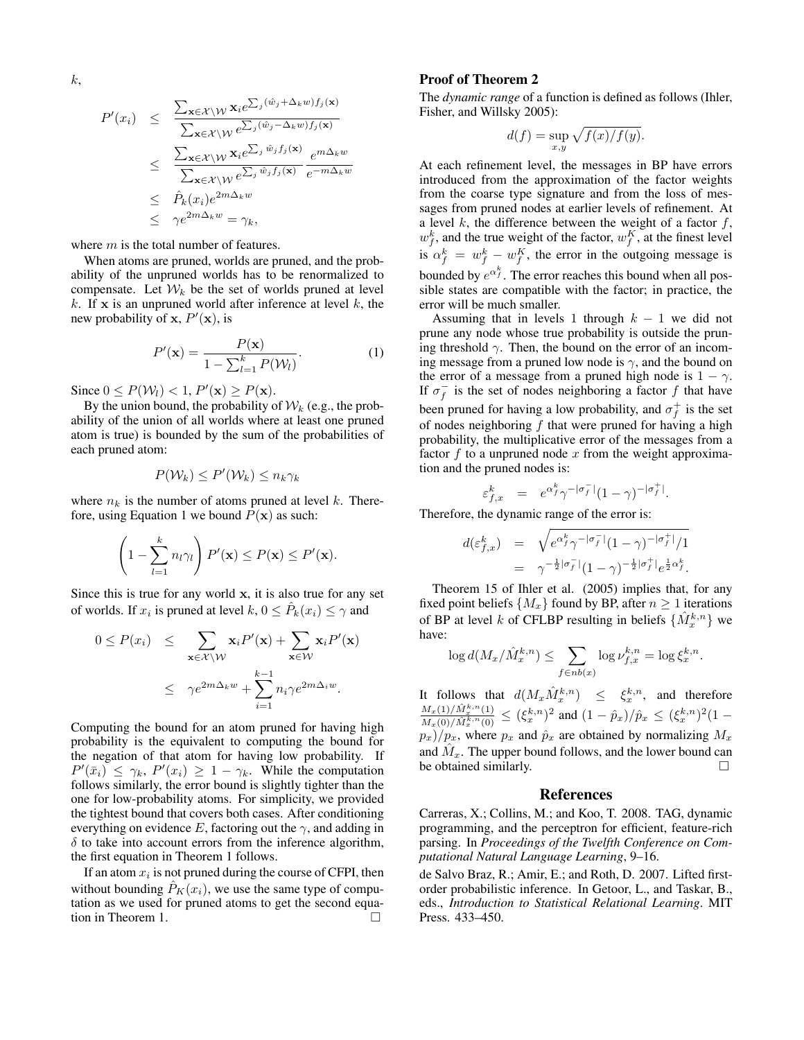$k$,

$$
\begin{aligned}
P'(x_i) &\leq \frac{\sum_{\mathbf{x}\in\mathcal{X}\setminus\mathcal{W}} \mathbf{x}_i e^{\sum_j (\hat{w}_j+\Delta_k w) f_j(\mathbf{x})}}{\sum_{\mathbf{x}\in\mathcal{X}\setminus\mathcal{W}} e^{\sum_j (\hat{w}_j-\Delta_k w) f_j(\mathbf{x})}} \\
&\leq \frac{\sum_{\mathbf{x}\in\mathcal{X}\setminus\mathcal{W}} \mathbf{x}_i e^{\sum_j \hat{w}_j f_j(\mathbf{x})}}{\sum_{\mathbf{x}\in\mathcal{X}\setminus\mathcal{W}} e^{\sum_j \hat{w}_j f_j(\mathbf{x})}} \frac{e^{m\Delta_k w}}{e^{-m\Delta_k w}} \\
&\leq \hat{P}_k(x_i) e^{2m\Delta_k w} \\
&\leq \gamma e^{2m\Delta_k w} = \gamma_k,
\end{aligned}
$$

where $m$ is the total number of features.

When atoms are pruned, worlds are pruned, and the probability of the unpruned worlds has to be renormalized to compensate. Let $\mathcal{W}_k$ be the set of worlds pruned at level $k$. If $\mathbf{x}$ is an unpruned world after inference at level $k$, the new probability of $\mathbf{x}$, $P'(\mathbf{x})$, is

$$
P'(\mathbf{x}) = \frac{P(\mathbf{x})}{1 - \sum_{l=1}^{k} P(\mathcal{W}_l)}. \tag{1}
$$

Since $0 \leq P(\mathcal{W}_l) < 1$, $P'(\mathbf{x}) \geq P(\mathbf{x})$.

By the union bound, the probability of $\mathcal{W}_k$ (e.g., the probability of the union of all worlds where at least one pruned atom is true) is bounded by the sum of the probabilities of each pruned atom:

$$
P(\mathcal{W}_k) \leq P'(\mathcal{W}_k) \leq n_k \gamma_k
$$

where $n_k$ is the number of atoms pruned at level $k$. Therefore, using Equation 1 we bound $P(\mathbf{x})$ as such:

$$
\left(1 - \sum_{l=1}^{k} n_l \gamma_l\right) P'(\mathbf{x}) \leq P(\mathbf{x}) \leq P'(\mathbf{x}).
$$

Since this is true for any world $\mathbf{x}$, it is also true for any set of worlds. If $x_i$ is pruned at level $k$, $0 \leq \hat{P}_k(x_i) \leq \gamma$ and

$$
\begin{aligned}
0 \leq P(x_i) &\leq \sum_{\mathbf{x}\in\mathcal{X}\setminus\mathcal{W}} \mathbf{x}_i P'(\mathbf{x}) + \sum_{\mathbf{x}\in\mathcal{W}} \mathbf{x}_i P'(\mathbf{x}) \\
&\leq \gamma e^{2m\Delta_k w} + \sum_{i=1}^{k-1} n_i \gamma e^{2m\Delta_i w}.
\end{aligned}
$$

Computing the bound for an atom pruned for having high probability is the equivalent to computing the bound for the negation of that atom for having low probability. If $P'(\bar{x}_i) \leq \gamma_k$, $P'(x_i) \geq 1 - \gamma_k$. While the computation follows similarly, the error bound is slightly tighter than the one for low-probability atoms. For simplicity, we provided the tightest bound that covers both cases. After conditioning everything on evidence $E$, factoring out the $\gamma$, and adding in $\delta$ to take into account errors from the inference algorithm, the first equation in Theorem 1 follows.

If an atom $x_i$ is not pruned during the course of CFPI, then without bounding $\hat{P}_K(x_i)$, we use the same type of computation as we used for pruned atoms to get the second equation in Theorem 1. □

## Proof of Theorem 2

The *dynamic range* of a function is defined as follows (Ihler, Fisher, and Willsky 2005):

$$
d(f) = \sup_{x,y} \sqrt{f(x)/f(y)}.
$$

At each refinement level, the messages in BP have errors introduced from the approximation of the factor weights from the coarse type signature and from the loss of messages from pruned nodes at earlier levels of refinement. At a level $k$, the difference between the weight of a factor $f$, $w_f^k$, and the true weight of the factor, $w_f^K$, at the finest level is $\alpha_f^k = w_f^k - w_f^K$, the error in the outgoing message is bounded by $e^{\alpha_f^k}$. The error reaches this bound when all possible states are compatible with the factor; in practice, the error will be much smaller.

Assuming that in levels 1 through $k-1$ we did not prune any node whose true probability is outside the pruning threshold $\gamma$. Then, the bound on the error of an incoming message from a pruned low node is $\gamma$, and the bound on the error of a message from a pruned high node is $1-\gamma$. If $\sigma_f^-$ is the set of nodes neighboring a factor $f$ that have been pruned for having a low probability, and $\sigma_f^+$ is the set of nodes neighboring $f$ that were pruned for having a high probability, the multiplicative error of the messages from a factor $f$ to a unpruned node $x$ from the weight approximation and the pruned nodes is:

$$
\varepsilon_{f,x}^k = e^{\alpha_f^k} \gamma^{-|\sigma_f^-|} (1-\gamma)^{-|\sigma_f^+|}.
$$

Therefore, the dynamic range of the error is:

$$
\begin{aligned}
d(\varepsilon_{f,x}^k) &= \sqrt{e^{\alpha_f^k} \gamma^{-|\sigma_f^-|} (1-\gamma)^{-|\sigma_f^+|}/1} \\
&= \gamma^{-\frac{1}{2}|\sigma_f^-|} (1-\gamma)^{-\frac{1}{2}|\sigma_f^+|} e^{\frac{1}{2}\alpha_f^k}.
\end{aligned}
$$

Theorem 15 of Ihler et al. (2005) implies that, for any fixed point beliefs $\{M_x\}$ found by BP, after $n \geq 1$ iterations of BP at level $k$ of CFLBP resulting in beliefs $\{\hat{M}_x^{k,n}\}$ we have:

$$
\log d(M_x/\hat{M}_x^{k,n}) \leq \sum_{f\in nb(x)} \log \nu_{f,x}^{k,n} = \log \xi_x^{k,n}.
$$

It follows that $d(M_x \hat{M}_x^{k,n}) \leq \xi_x^{k,n}$, and therefore $\frac{M_x(1)/\hat{M}_x^{k,n}(1)}{M_x(0)/\hat{M}_x^{k,n}(0)} \leq (\xi_x^{k,n})^2$ and $(1-\hat{p}_x)/\hat{p}_x \leq (\xi_x^{k,n})^2(1-p_x)/p_x$, where $p_x$ and $\hat{p}_x$ are obtained by normalizing $M_x$ and $\hat{M}_x$. The upper bound follows, and the lower bound can be obtained similarly. □

## References

Carreras, X.; Collins, M.; and Koo, T. 2008. TAG, dynamic programming, and the perceptron for efficient, feature-rich parsing. In *Proceedings of the Twelfth Conference on Computational Natural Language Learning*, 9–16.

de Salvo Braz, R.; Amir, E.; and Roth, D. 2007. Lifted first-order probabilistic inference. In Getoor, L., and Taskar, B., eds., *Introduction to Statistical Relational Learning*. MIT Press. 433–450.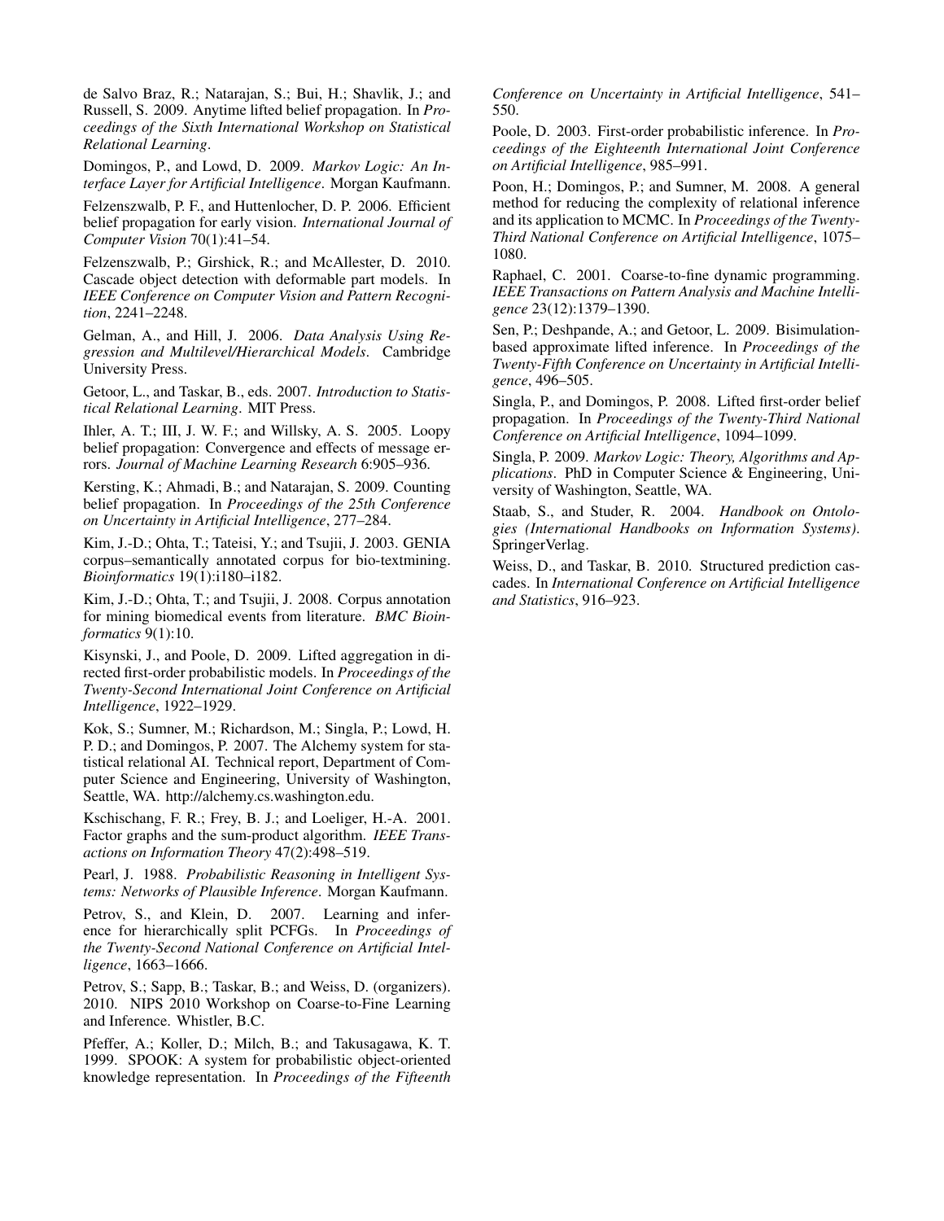de Salvo Braz, R.; Natarajan, S.; Bui, H.; Shavlik, J.; and Russell, S. 2009. Anytime lifted belief propagation. In *Proceedings of the Sixth International Workshop on Statistical Relational Learning*.

Domingos, P., and Lowd, D. 2009. *Markov Logic: An Interface Layer for Artificial Intelligence*. Morgan Kaufmann.

Felzenszwalb, P. F., and Huttenlocher, D. P. 2006. Efficient belief propagation for early vision. *International Journal of Computer Vision* 70(1):41–54.

Felzenszwalb, P.; Girshick, R.; and McAllester, D. 2010. Cascade object detection with deformable part models. In *IEEE Conference on Computer Vision and Pattern Recognition*, 2241–2248.

Gelman, A., and Hill, J. 2006. *Data Analysis Using Regression and Multilevel/Hierarchical Models*. Cambridge University Press.

Getoor, L., and Taskar, B., eds. 2007. *Introduction to Statistical Relational Learning*. MIT Press.

Ihler, A. T.; III, J. W. F.; and Willsky, A. S. 2005. Loopy belief propagation: Convergence and effects of message errors. *Journal of Machine Learning Research* 6:905–936.

Kersting, K.; Ahmadi, B.; and Natarajan, S. 2009. Counting belief propagation. In *Proceedings of the 25th Conference on Uncertainty in Artificial Intelligence*, 277–284.

Kim, J.-D.; Ohta, T.; Tateisi, Y.; and Tsujii, J. 2003. GENIA corpus–semantically annotated corpus for bio-textmining. *Bioinformatics* 19(1):i180–i182.

Kim, J.-D.; Ohta, T.; and Tsujii, J. 2008. Corpus annotation for mining biomedical events from literature. *BMC Bioinformatics* 9(1):10.

Kisynski, J., and Poole, D. 2009. Lifted aggregation in directed first-order probabilistic models. In *Proceedings of the Twenty-Second International Joint Conference on Artificial Intelligence*, 1922–1929.

Kok, S.; Sumner, M.; Richardson, M.; Singla, P.; Lowd, H. P. D.; and Domingos, P. 2007. The Alchemy system for statistical relational AI. Technical report, Department of Computer Science and Engineering, University of Washington, Seattle, WA. http://alchemy.cs.washington.edu.

Kschischang, F. R.; Frey, B. J.; and Loeliger, H.-A. 2001. Factor graphs and the sum-product algorithm. *IEEE Transactions on Information Theory* 47(2):498–519.

Pearl, J. 1988. *Probabilistic Reasoning in Intelligent Systems: Networks of Plausible Inference*. Morgan Kaufmann.

Petrov, S., and Klein, D. 2007. Learning and inference for hierarchically split PCFGs. In *Proceedings of the Twenty-Second National Conference on Artificial Intelligence*, 1663–1666.

Petrov, S.; Sapp, B.; Taskar, B.; and Weiss, D. (organizers). 2010. NIPS 2010 Workshop on Coarse-to-Fine Learning and Inference. Whistler, B.C.

Pfeffer, A.; Koller, D.; Milch, B.; and Takusagawa, K. T. 1999. SPOOK: A system for probabilistic object-oriented knowledge representation. In *Proceedings of the Fifteenth Conference on Uncertainty in Artificial Intelligence*, 541–550.

Poole, D. 2003. First-order probabilistic inference. In *Proceedings of the Eighteenth International Joint Conference on Artificial Intelligence*, 985–991.

Poon, H.; Domingos, P.; and Sumner, M. 2008. A general method for reducing the complexity of relational inference and its application to MCMC. In *Proceedings of the Twenty-Third National Conference on Artificial Intelligence*, 1075–1080.

Raphael, C. 2001. Coarse-to-fine dynamic programming. *IEEE Transactions on Pattern Analysis and Machine Intelligence* 23(12):1379–1390.

Sen, P.; Deshpande, A.; and Getoor, L. 2009. Bisimulation-based approximate lifted inference. In *Proceedings of the Twenty-Fifth Conference on Uncertainty in Artificial Intelligence*, 496–505.

Singla, P., and Domingos, P. 2008. Lifted first-order belief propagation. In *Proceedings of the Twenty-Third National Conference on Artificial Intelligence*, 1094–1099.

Singla, P. 2009. *Markov Logic: Theory, Algorithms and Applications*. PhD in Computer Science & Engineering, University of Washington, Seattle, WA.

Staab, S., and Studer, R. 2004. *Handbook on Ontologies (International Handbooks on Information Systems)*. SpringerVerlag.

Weiss, D., and Taskar, B. 2010. Structured prediction cascades. In *International Conference on Artificial Intelligence and Statistics*, 916–923.